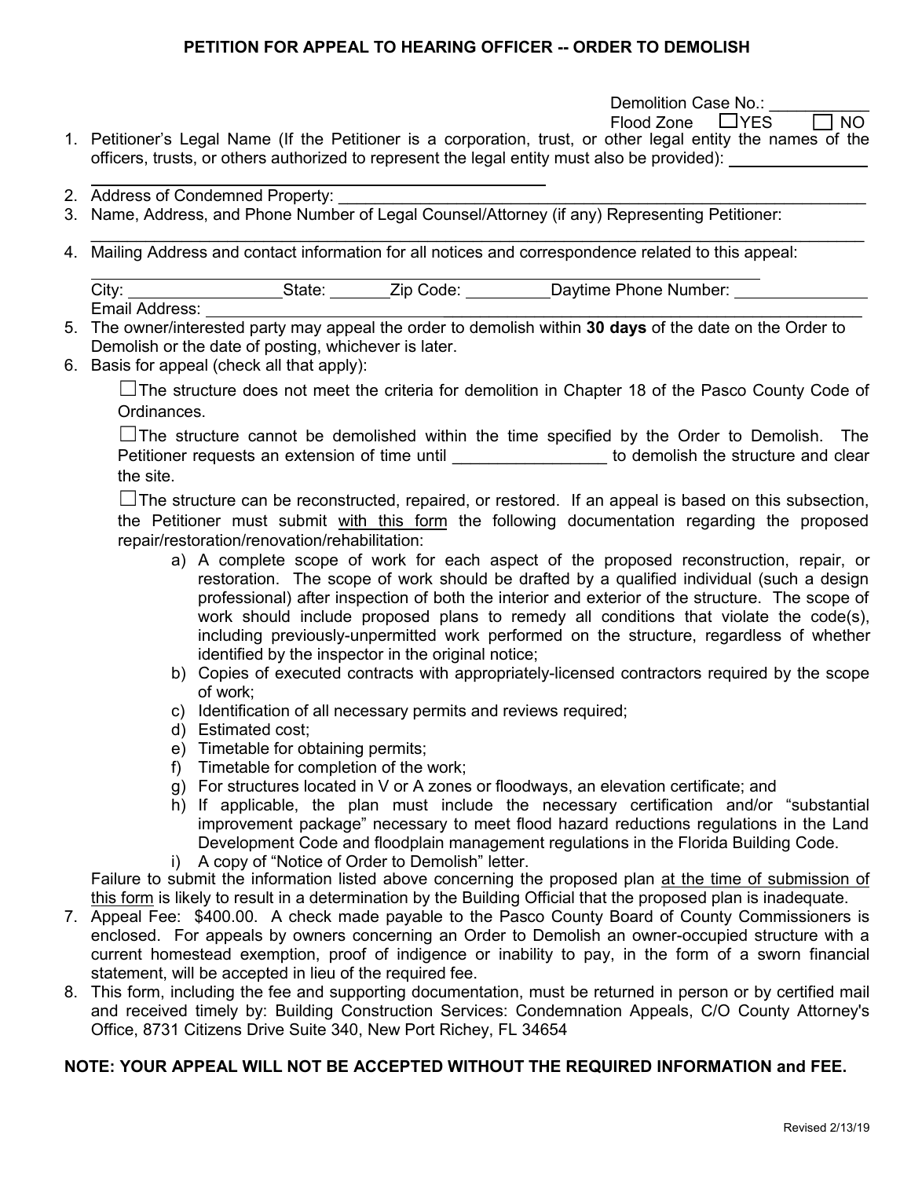# PETITION FOR APPEAL TO HEARING OFFICER -- ORDER TO DEMOLISH

Demolition Case No.: ___________
Flood Zone ☐YES ☐ NO

1. Petitioner's Legal Name (If the Petitioner is a corporation, trust, or other legal entity the names of the officers, trusts, or others authorized to represent the legal entity must also be provided): _______________

   ________________________________________

2. Address of Condemned Property: ________________________________________
3. Name, Address, and Phone Number of Legal Counsel/Attorney (if any) Representing Petitioner:

   ________________________________________

4. Mailing Address and contact information for all notices and correspondence related to this appeal:

   ________________________________________

   City: _________________ State: _______ Zip Code: _________ Daytime Phone Number: _______________

   Email Address: ________________________________________

5. The owner/interested party may appeal the order to demolish within **30 days** of the date on the Order to Demolish or the date of posting, whichever is later.
6. Basis for appeal (check all that apply):

   ☐The structure does not meet the criteria for demolition in Chapter 18 of the Pasco County Code of Ordinances.

   ☐The structure cannot be demolished within the time specified by the Order to Demolish. The Petitioner requests an extension of time until _________________ to demolish the structure and clear the site.

   ☐The structure can be reconstructed, repaired, or restored. If an appeal is based on this subsection, the Petitioner must submit with this form the following documentation regarding the proposed repair/restoration/renovation/rehabilitation:

   a) A complete scope of work for each aspect of the proposed reconstruction, repair, or restoration. The scope of work should be drafted by a qualified individual (such a design professional) after inspection of both the interior and exterior of the structure. The scope of work should include proposed plans to remedy all conditions that violate the code(s), including previously-unpermitted work performed on the structure, regardless of whether identified by the inspector in the original notice;
   b) Copies of executed contracts with appropriately-licensed contractors required by the scope of work;
   c) Identification of all necessary permits and reviews required;
   d) Estimated cost;
   e) Timetable for obtaining permits;
   f) Timetable for completion of the work;
   g) For structures located in V or A zones or floodways, an elevation certificate; and
   h) If applicable, the plan must include the necessary certification and/or "substantial improvement package" necessary to meet flood hazard reductions regulations in the Land Development Code and floodplain management regulations in the Florida Building Code.
   i) A copy of "Notice of Order to Demolish" letter.

   Failure to submit the information listed above concerning the proposed plan at the time of submission of this form is likely to result in a determination by the Building Official that the proposed plan is inadequate.

7. Appeal Fee: $400.00. A check made payable to the Pasco County Board of County Commissioners is enclosed. For appeals by owners concerning an Order to Demolish an owner-occupied structure with a current homestead exemption, proof of indigence or inability to pay, in the form of a sworn financial statement, will be accepted in lieu of the required fee.
8. This form, including the fee and supporting documentation, must be returned in person or by certified mail and received timely by: Building Construction Services: Condemnation Appeals, C/O County Attorney's Office, 8731 Citizens Drive Suite 340, New Port Richey, FL 34654

**NOTE: YOUR APPEAL WILL NOT BE ACCEPTED WITHOUT THE REQUIRED INFORMATION and FEE.**

Revised 2/13/19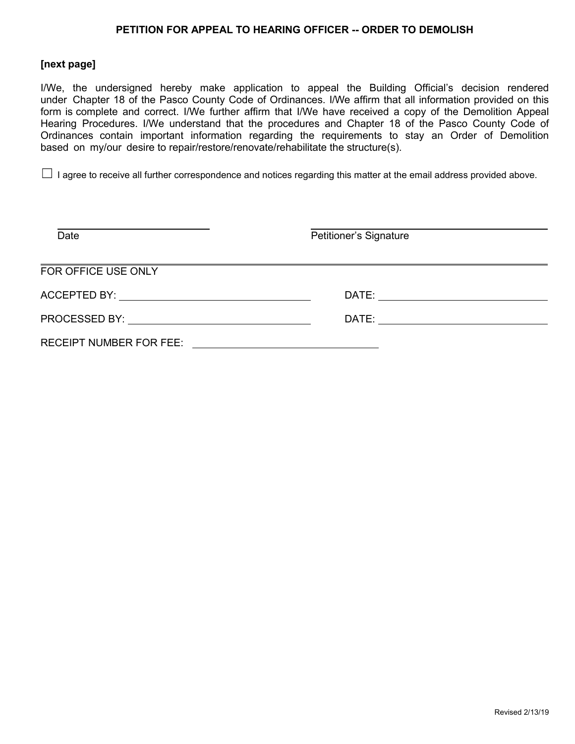## PETITION FOR APPEAL TO HEARING OFFICER -- ORDER TO DEMOLISH

**[next page]**

I/We, the undersigned hereby make application to appeal the Building Official's decision rendered under Chapter 18 of the Pasco County Code of Ordinances. I/We affirm that all information provided on this form is complete and correct. I/We further affirm that I/We have received a copy of the Demolition Appeal Hearing Procedures. I/We understand that the procedures and Chapter 18 of the Pasco County Code of Ordinances contain important information regarding the requirements to stay an Order of Demolition based on my/our desire to repair/restore/renovate/rehabilitate the structure(s).

☐ I agree to receive all further correspondence and notices regarding this matter at the email address provided above.

\_\_\_\_\_\_\_\_\_\_\_\_\_\_\_\_\_\_\_\_\_\_\_\_\_\_\_\_ \_\_\_\_\_\_\_\_\_\_\_\_\_\_\_\_\_\_\_\_\_\_\_\_\_\_\_\_\_\_\_\_\_\_\_\_\_\_\_\_\_\_\_\_

Date Petitioner's Signature

---

FOR OFFICE USE ONLY

ACCEPTED BY: \_\_\_\_\_\_\_\_\_\_\_\_\_\_\_\_\_\_\_\_\_\_\_\_\_\_\_\_\_\_ DATE: \_\_\_\_\_\_\_\_\_\_\_\_\_\_\_\_\_\_\_\_\_\_\_\_\_\_\_\_

PROCESSED BY: \_\_\_\_\_\_\_\_\_\_\_\_\_\_\_\_\_\_\_\_\_\_\_\_\_\_\_\_ DATE: \_\_\_\_\_\_\_\_\_\_\_\_\_\_\_\_\_\_\_\_\_\_\_\_\_\_\_\_

RECEIPT NUMBER FOR FEE: \_\_\_\_\_\_\_\_\_\_\_\_\_\_\_\_\_\_\_\_\_\_\_\_\_\_\_\_\_\_

Revised 2/13/19